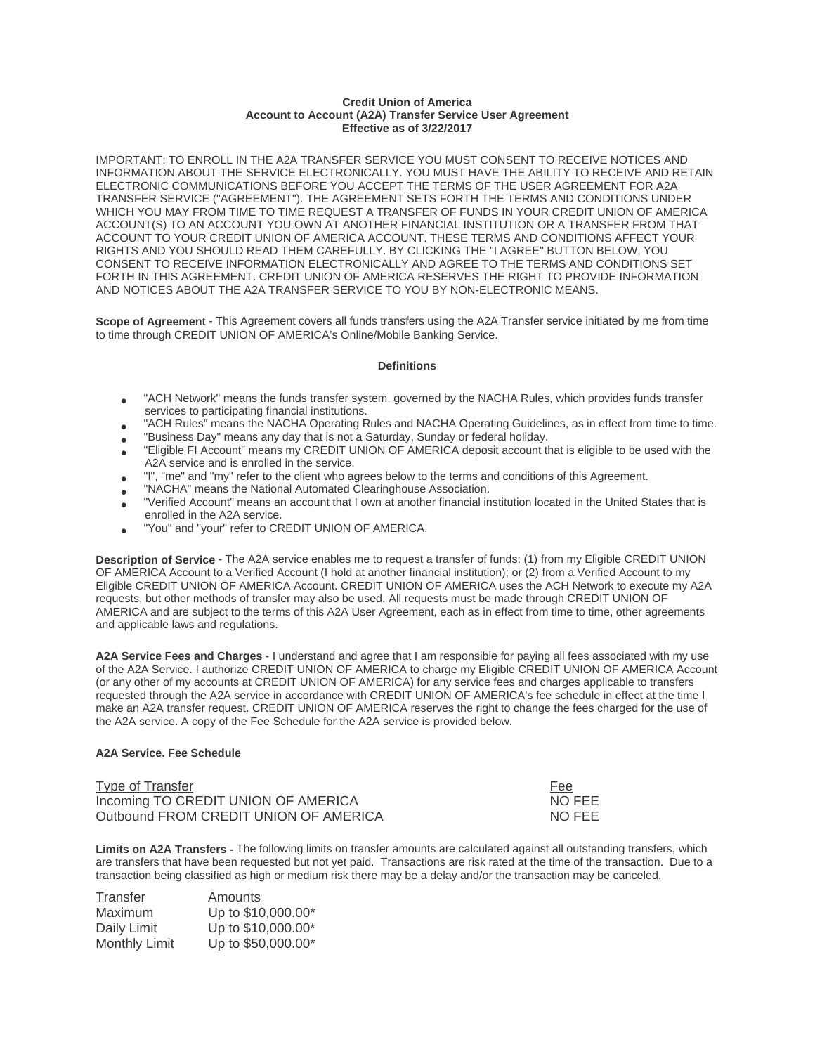**Credit Union of America**
**Account to Account (A2A) Transfer Service User Agreement**
**Effective as of 3/22/2017**

IMPORTANT: TO ENROLL IN THE A2A TRANSFER SERVICE YOU MUST CONSENT TO RECEIVE NOTICES AND INFORMATION ABOUT THE SERVICE ELECTRONICALLY. YOU MUST HAVE THE ABILITY TO RECEIVE AND RETAIN ELECTRONIC COMMUNICATIONS BEFORE YOU ACCEPT THE TERMS OF THE USER AGREEMENT FOR A2A TRANSFER SERVICE ("AGREEMENT"). THE AGREEMENT SETS FORTH THE TERMS AND CONDITIONS UNDER WHICH YOU MAY FROM TIME TO TIME REQUEST A TRANSFER OF FUNDS IN YOUR CREDIT UNION OF AMERICA ACCOUNT(S) TO AN ACCOUNT YOU OWN AT ANOTHER FINANCIAL INSTITUTION OR A TRANSFER FROM THAT ACCOUNT TO YOUR CREDIT UNION OF AMERICA ACCOUNT. THESE TERMS AND CONDITIONS AFFECT YOUR RIGHTS AND YOU SHOULD READ THEM CAREFULLY. BY CLICKING THE "I AGREE" BUTTON BELOW, YOU CONSENT TO RECEIVE INFORMATION ELECTRONICALLY AND AGREE TO THE TERMS AND CONDITIONS SET FORTH IN THIS AGREEMENT. CREDIT UNION OF AMERICA RESERVES THE RIGHT TO PROVIDE INFORMATION AND NOTICES ABOUT THE A2A TRANSFER SERVICE TO YOU BY NON-ELECTRONIC MEANS.

**Scope of Agreement** - This Agreement covers all funds transfers using the A2A Transfer service initiated by me from time to time through CREDIT UNION OF AMERICA's Online/Mobile Banking Service.

**Definitions**

- "ACH Network" means the funds transfer system, governed by the NACHA Rules, which provides funds transfer services to participating financial institutions.
- "ACH Rules" means the NACHA Operating Rules and NACHA Operating Guidelines, as in effect from time to time.
- "Business Day" means any day that is not a Saturday, Sunday or federal holiday.
- "Eligible FI Account" means my CREDIT UNION OF AMERICA deposit account that is eligible to be used with the A2A service and is enrolled in the service.
- "I", "me" and "my" refer to the client who agrees below to the terms and conditions of this Agreement.
- "NACHA" means the National Automated Clearinghouse Association.
- "Verified Account" means an account that I own at another financial institution located in the United States that is enrolled in the A2A service.
- "You" and "your" refer to CREDIT UNION OF AMERICA.

**Description of Service** - The A2A service enables me to request a transfer of funds: (1) from my Eligible CREDIT UNION OF AMERICA Account to a Verified Account (I hold at another financial institution); or (2) from a Verified Account to my Eligible CREDIT UNION OF AMERICA Account. CREDIT UNION OF AMERICA uses the ACH Network to execute my A2A requests, but other methods of transfer may also be used. All requests must be made through CREDIT UNION OF AMERICA and are subject to the terms of this A2A User Agreement, each as in effect from time to time, other agreements and applicable laws and regulations.

**A2A Service Fees and Charges** - I understand and agree that I am responsible for paying all fees associated with my use of the A2A Service. I authorize CREDIT UNION OF AMERICA to charge my Eligible CREDIT UNION OF AMERICA Account (or any other of my accounts at CREDIT UNION OF AMERICA) for any service fees and charges applicable to transfers requested through the A2A service in accordance with CREDIT UNION OF AMERICA's fee schedule in effect at the time I make an A2A transfer request. CREDIT UNION OF AMERICA reserves the right to change the fees charged for the use of the A2A service. A copy of the Fee Schedule for the A2A service is provided below.

**A2A Service. Fee Schedule**

| Type of Transfer | Fee |
|---|---|
| Incoming TO CREDIT UNION OF AMERICA | NO FEE |
| Outbound FROM CREDIT UNION OF AMERICA | NO FEE |

**Limits on A2A Transfers -** The following limits on transfer amounts are calculated against all outstanding transfers, which are transfers that have been requested but not yet paid. Transactions are risk rated at the time of the transaction. Due to a transaction being classified as high or medium risk there may be a delay and/or the transaction may be canceled.

| Transfer | Amounts |
|---|---|
| Maximum | Up to $10,000.00* |
| Daily Limit | Up to $10,000.00* |
| Monthly Limit | Up to $50,000.00* |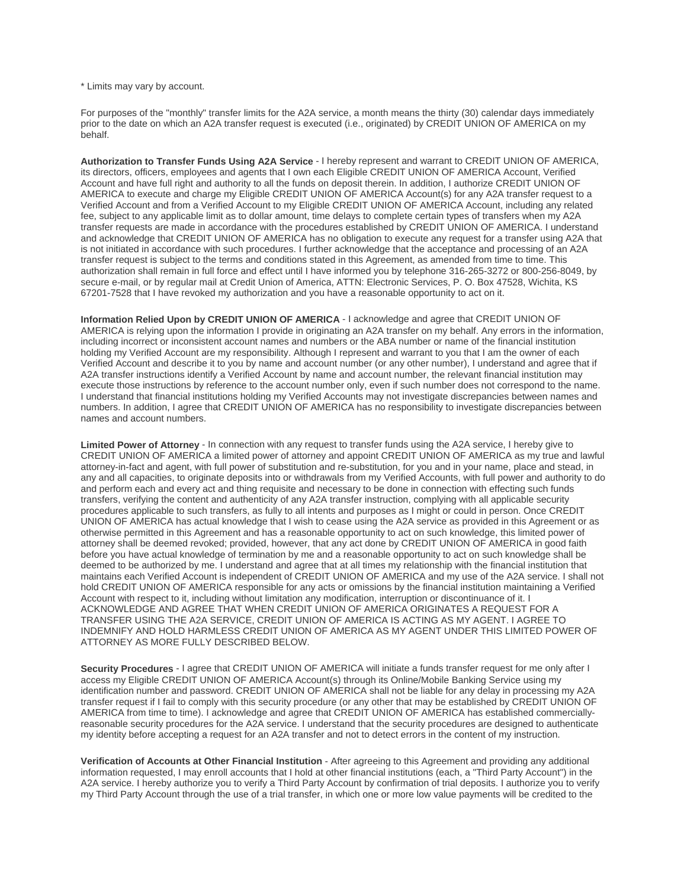* Limits may vary by account.

For purposes of the "monthly" transfer limits for the A2A service, a month means the thirty (30) calendar days immediately prior to the date on which an A2A transfer request is executed (i.e., originated) by CREDIT UNION OF AMERICA on my behalf.

**Authorization to Transfer Funds Using A2A Service** - I hereby represent and warrant to CREDIT UNION OF AMERICA, its directors, officers, employees and agents that I own each Eligible CREDIT UNION OF AMERICA Account, Verified Account and have full right and authority to all the funds on deposit therein. In addition, I authorize CREDIT UNION OF AMERICA to execute and charge my Eligible CREDIT UNION OF AMERICA Account(s) for any A2A transfer request to a Verified Account and from a Verified Account to my Eligible CREDIT UNION OF AMERICA Account, including any related fee, subject to any applicable limit as to dollar amount, time delays to complete certain types of transfers when my A2A transfer requests are made in accordance with the procedures established by CREDIT UNION OF AMERICA. I understand and acknowledge that CREDIT UNION OF AMERICA has no obligation to execute any request for a transfer using A2A that is not initiated in accordance with such procedures. I further acknowledge that the acceptance and processing of an A2A transfer request is subject to the terms and conditions stated in this Agreement, as amended from time to time. This authorization shall remain in full force and effect until I have informed you by telephone 316-265-3272 or 800-256-8049, by secure e-mail, or by regular mail at Credit Union of America, ATTN: Electronic Services, P. O. Box 47528, Wichita, KS 67201-7528 that I have revoked my authorization and you have a reasonable opportunity to act on it.

**Information Relied Upon by CREDIT UNION OF AMERICA** - I acknowledge and agree that CREDIT UNION OF AMERICA is relying upon the information I provide in originating an A2A transfer on my behalf. Any errors in the information, including incorrect or inconsistent account names and numbers or the ABA number or name of the financial institution holding my Verified Account are my responsibility. Although I represent and warrant to you that I am the owner of each Verified Account and describe it to you by name and account number (or any other number), I understand and agree that if A2A transfer instructions identify a Verified Account by name and account number, the relevant financial institution may execute those instructions by reference to the account number only, even if such number does not correspond to the name. I understand that financial institutions holding my Verified Accounts may not investigate discrepancies between names and numbers. In addition, I agree that CREDIT UNION OF AMERICA has no responsibility to investigate discrepancies between names and account numbers.

**Limited Power of Attorney** - In connection with any request to transfer funds using the A2A service, I hereby give to CREDIT UNION OF AMERICA a limited power of attorney and appoint CREDIT UNION OF AMERICA as my true and lawful attorney-in-fact and agent, with full power of substitution and re-substitution, for you and in your name, place and stead, in any and all capacities, to originate deposits into or withdrawals from my Verified Accounts, with full power and authority to do and perform each and every act and thing requisite and necessary to be done in connection with effecting such funds transfers, verifying the content and authenticity of any A2A transfer instruction, complying with all applicable security procedures applicable to such transfers, as fully to all intents and purposes as I might or could in person. Once CREDIT UNION OF AMERICA has actual knowledge that I wish to cease using the A2A service as provided in this Agreement or as otherwise permitted in this Agreement and has a reasonable opportunity to act on such knowledge, this limited power of attorney shall be deemed revoked; provided, however, that any act done by CREDIT UNION OF AMERICA in good faith before you have actual knowledge of termination by me and a reasonable opportunity to act on such knowledge shall be deemed to be authorized by me. I understand and agree that at all times my relationship with the financial institution that maintains each Verified Account is independent of CREDIT UNION OF AMERICA and my use of the A2A service. I shall not hold CREDIT UNION OF AMERICA responsible for any acts or omissions by the financial institution maintaining a Verified Account with respect to it, including without limitation any modification, interruption or discontinuance of it. I ACKNOWLEDGE AND AGREE THAT WHEN CREDIT UNION OF AMERICA ORIGINATES A REQUEST FOR A TRANSFER USING THE A2A SERVICE, CREDIT UNION OF AMERICA IS ACTING AS MY AGENT. I AGREE TO INDEMNIFY AND HOLD HARMLESS CREDIT UNION OF AMERICA AS MY AGENT UNDER THIS LIMITED POWER OF ATTORNEY AS MORE FULLY DESCRIBED BELOW.

**Security Procedures** - I agree that CREDIT UNION OF AMERICA will initiate a funds transfer request for me only after I access my Eligible CREDIT UNION OF AMERICA Account(s) through its Online/Mobile Banking Service using my identification number and password. CREDIT UNION OF AMERICA shall not be liable for any delay in processing my A2A transfer request if I fail to comply with this security procedure (or any other that may be established by CREDIT UNION OF AMERICA from time to time). I acknowledge and agree that CREDIT UNION OF AMERICA has established commercially-reasonable security procedures for the A2A service. I understand that the security procedures are designed to authenticate my identity before accepting a request for an A2A transfer and not to detect errors in the content of my instruction.

**Verification of Accounts at Other Financial Institution** - After agreeing to this Agreement and providing any additional information requested, I may enroll accounts that I hold at other financial institutions (each, a "Third Party Account") in the A2A service. I hereby authorize you to verify a Third Party Account by confirmation of trial deposits. I authorize you to verify my Third Party Account through the use of a trial transfer, in which one or more low value payments will be credited to the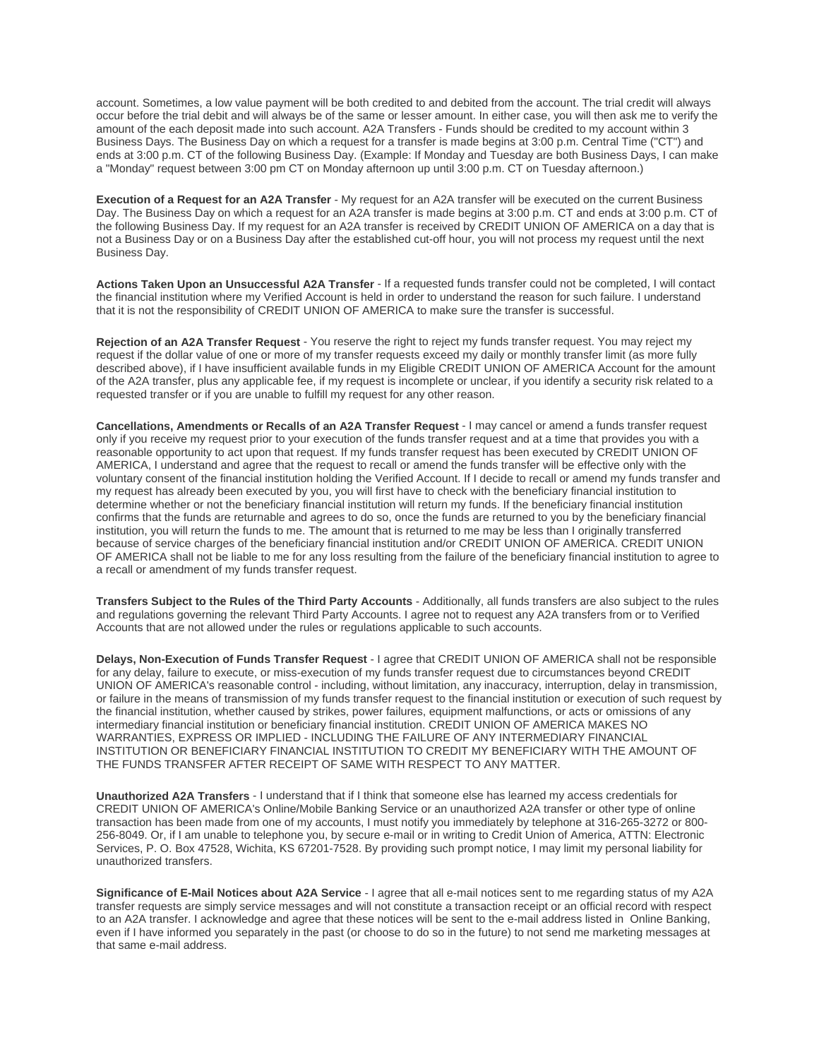account. Sometimes, a low value payment will be both credited to and debited from the account. The trial credit will always occur before the trial debit and will always be of the same or lesser amount. In either case, you will then ask me to verify the amount of the each deposit made into such account. A2A Transfers - Funds should be credited to my account within 3 Business Days. The Business Day on which a request for a transfer is made begins at 3:00 p.m. Central Time ("CT") and ends at 3:00 p.m. CT of the following Business Day. (Example: If Monday and Tuesday are both Business Days, I can make a "Monday" request between 3:00 pm CT on Monday afternoon up until 3:00 p.m. CT on Tuesday afternoon.)

**Execution of a Request for an A2A Transfer** - My request for an A2A transfer will be executed on the current Business Day. The Business Day on which a request for an A2A transfer is made begins at 3:00 p.m. CT and ends at 3:00 p.m. CT of the following Business Day. If my request for an A2A transfer is received by CREDIT UNION OF AMERICA on a day that is not a Business Day or on a Business Day after the established cut-off hour, you will not process my request until the next Business Day.

**Actions Taken Upon an Unsuccessful A2A Transfer** - If a requested funds transfer could not be completed, I will contact the financial institution where my Verified Account is held in order to understand the reason for such failure. I understand that it is not the responsibility of CREDIT UNION OF AMERICA to make sure the transfer is successful.

**Rejection of an A2A Transfer Request** - You reserve the right to reject my funds transfer request. You may reject my request if the dollar value of one or more of my transfer requests exceed my daily or monthly transfer limit (as more fully described above), if I have insufficient available funds in my Eligible CREDIT UNION OF AMERICA Account for the amount of the A2A transfer, plus any applicable fee, if my request is incomplete or unclear, if you identify a security risk related to a requested transfer or if you are unable to fulfill my request for any other reason.

**Cancellations, Amendments or Recalls of an A2A Transfer Request** - I may cancel or amend a funds transfer request only if you receive my request prior to your execution of the funds transfer request and at a time that provides you with a reasonable opportunity to act upon that request. If my funds transfer request has been executed by CREDIT UNION OF AMERICA, I understand and agree that the request to recall or amend the funds transfer will be effective only with the voluntary consent of the financial institution holding the Verified Account. If I decide to recall or amend my funds transfer and my request has already been executed by you, you will first have to check with the beneficiary financial institution to determine whether or not the beneficiary financial institution will return my funds. If the beneficiary financial institution confirms that the funds are returnable and agrees to do so, once the funds are returned to you by the beneficiary financial institution, you will return the funds to me. The amount that is returned to me may be less than I originally transferred because of service charges of the beneficiary financial institution and/or CREDIT UNION OF AMERICA. CREDIT UNION OF AMERICA shall not be liable to me for any loss resulting from the failure of the beneficiary financial institution to agree to a recall or amendment of my funds transfer request.

**Transfers Subject to the Rules of the Third Party Accounts** - Additionally, all funds transfers are also subject to the rules and regulations governing the relevant Third Party Accounts. I agree not to request any A2A transfers from or to Verified Accounts that are not allowed under the rules or regulations applicable to such accounts.

**Delays, Non-Execution of Funds Transfer Request** - I agree that CREDIT UNION OF AMERICA shall not be responsible for any delay, failure to execute, or miss-execution of my funds transfer request due to circumstances beyond CREDIT UNION OF AMERICA's reasonable control - including, without limitation, any inaccuracy, interruption, delay in transmission, or failure in the means of transmission of my funds transfer request to the financial institution or execution of such request by the financial institution, whether caused by strikes, power failures, equipment malfunctions, or acts or omissions of any intermediary financial institution or beneficiary financial institution. CREDIT UNION OF AMERICA MAKES NO WARRANTIES, EXPRESS OR IMPLIED - INCLUDING THE FAILURE OF ANY INTERMEDIARY FINANCIAL INSTITUTION OR BENEFICIARY FINANCIAL INSTITUTION TO CREDIT MY BENEFICIARY WITH THE AMOUNT OF THE FUNDS TRANSFER AFTER RECEIPT OF SAME WITH RESPECT TO ANY MATTER.

**Unauthorized A2A Transfers** - I understand that if I think that someone else has learned my access credentials for CREDIT UNION OF AMERICA's Online/Mobile Banking Service or an unauthorized A2A transfer or other type of online transaction has been made from one of my accounts, I must notify you immediately by telephone at 316-265-3272 or 800-256-8049. Or, if I am unable to telephone you, by secure e-mail or in writing to Credit Union of America, ATTN: Electronic Services, P. O. Box 47528, Wichita, KS 67201-7528. By providing such prompt notice, I may limit my personal liability for unauthorized transfers.

**Significance of E-Mail Notices about A2A Service** - I agree that all e-mail notices sent to me regarding status of my A2A transfer requests are simply service messages and will not constitute a transaction receipt or an official record with respect to an A2A transfer. I acknowledge and agree that these notices will be sent to the e-mail address listed in Online Banking, even if I have informed you separately in the past (or choose to do so in the future) to not send me marketing messages at that same e-mail address.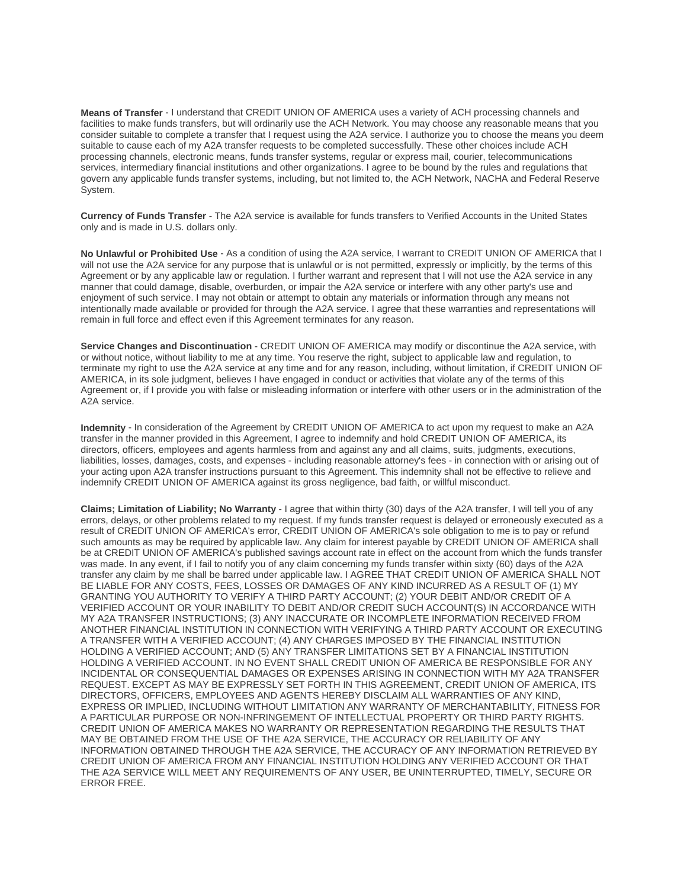**Means of Transfer** - I understand that CREDIT UNION OF AMERICA uses a variety of ACH processing channels and facilities to make funds transfers, but will ordinarily use the ACH Network. You may choose any reasonable means that you consider suitable to complete a transfer that I request using the A2A service. I authorize you to choose the means you deem suitable to cause each of my A2A transfer requests to be completed successfully. These other choices include ACH processing channels, electronic means, funds transfer systems, regular or express mail, courier, telecommunications services, intermediary financial institutions and other organizations. I agree to be bound by the rules and regulations that govern any applicable funds transfer systems, including, but not limited to, the ACH Network, NACHA and Federal Reserve System.

**Currency of Funds Transfer** - The A2A service is available for funds transfers to Verified Accounts in the United States only and is made in U.S. dollars only.

**No Unlawful or Prohibited Use** - As a condition of using the A2A service, I warrant to CREDIT UNION OF AMERICA that I will not use the A2A service for any purpose that is unlawful or is not permitted, expressly or implicitly, by the terms of this Agreement or by any applicable law or regulation. I further warrant and represent that I will not use the A2A service in any manner that could damage, disable, overburden, or impair the A2A service or interfere with any other party's use and enjoyment of such service. I may not obtain or attempt to obtain any materials or information through any means not intentionally made available or provided for through the A2A service. I agree that these warranties and representations will remain in full force and effect even if this Agreement terminates for any reason.

**Service Changes and Discontinuation** - CREDIT UNION OF AMERICA may modify or discontinue the A2A service, with or without notice, without liability to me at any time. You reserve the right, subject to applicable law and regulation, to terminate my right to use the A2A service at any time and for any reason, including, without limitation, if CREDIT UNION OF AMERICA, in its sole judgment, believes I have engaged in conduct or activities that violate any of the terms of this Agreement or, if I provide you with false or misleading information or interfere with other users or in the administration of the A2A service.

**Indemnity** - In consideration of the Agreement by CREDIT UNION OF AMERICA to act upon my request to make an A2A transfer in the manner provided in this Agreement, I agree to indemnify and hold CREDIT UNION OF AMERICA, its directors, officers, employees and agents harmless from and against any and all claims, suits, judgments, executions, liabilities, losses, damages, costs, and expenses - including reasonable attorney's fees - in connection with or arising out of your acting upon A2A transfer instructions pursuant to this Agreement. This indemnity shall not be effective to relieve and indemnify CREDIT UNION OF AMERICA against its gross negligence, bad faith, or willful misconduct.

**Claims; Limitation of Liability; No Warranty** - I agree that within thirty (30) days of the A2A transfer, I will tell you of any errors, delays, or other problems related to my request. If my funds transfer request is delayed or erroneously executed as a result of CREDIT UNION OF AMERICA's error, CREDIT UNION OF AMERICA's sole obligation to me is to pay or refund such amounts as may be required by applicable law. Any claim for interest payable by CREDIT UNION OF AMERICA shall be at CREDIT UNION OF AMERICA's published savings account rate in effect on the account from which the funds transfer was made. In any event, if I fail to notify you of any claim concerning my funds transfer within sixty (60) days of the A2A transfer any claim by me shall be barred under applicable law. I AGREE THAT CREDIT UNION OF AMERICA SHALL NOT BE LIABLE FOR ANY COSTS, FEES, LOSSES OR DAMAGES OF ANY KIND INCURRED AS A RESULT OF (1) MY GRANTING YOU AUTHORITY TO VERIFY A THIRD PARTY ACCOUNT; (2) YOUR DEBIT AND/OR CREDIT OF A VERIFIED ACCOUNT OR YOUR INABILITY TO DEBIT AND/OR CREDIT SUCH ACCOUNT(S) IN ACCORDANCE WITH MY A2A TRANSFER INSTRUCTIONS; (3) ANY INACCURATE OR INCOMPLETE INFORMATION RECEIVED FROM ANOTHER FINANCIAL INSTITUTION IN CONNECTION WITH VERIFYING A THIRD PARTY ACCOUNT OR EXECUTING A TRANSFER WITH A VERIFIED ACCOUNT; (4) ANY CHARGES IMPOSED BY THE FINANCIAL INSTITUTION HOLDING A VERIFIED ACCOUNT; AND (5) ANY TRANSFER LIMITATIONS SET BY A FINANCIAL INSTITUTION HOLDING A VERIFIED ACCOUNT. IN NO EVENT SHALL CREDIT UNION OF AMERICA BE RESPONSIBLE FOR ANY INCIDENTAL OR CONSEQUENTIAL DAMAGES OR EXPENSES ARISING IN CONNECTION WITH MY A2A TRANSFER REQUEST. EXCEPT AS MAY BE EXPRESSLY SET FORTH IN THIS AGREEMENT, CREDIT UNION OF AMERICA, ITS DIRECTORS, OFFICERS, EMPLOYEES AND AGENTS HEREBY DISCLAIM ALL WARRANTIES OF ANY KIND, EXPRESS OR IMPLIED, INCLUDING WITHOUT LIMITATION ANY WARRANTY OF MERCHANTABILITY, FITNESS FOR A PARTICULAR PURPOSE OR NON-INFRINGEMENT OF INTELLECTUAL PROPERTY OR THIRD PARTY RIGHTS. CREDIT UNION OF AMERICA MAKES NO WARRANTY OR REPRESENTATION REGARDING THE RESULTS THAT MAY BE OBTAINED FROM THE USE OF THE A2A SERVICE, THE ACCURACY OR RELIABILITY OF ANY INFORMATION OBTAINED THROUGH THE A2A SERVICE, THE ACCURACY OF ANY INFORMATION RETRIEVED BY CREDIT UNION OF AMERICA FROM ANY FINANCIAL INSTITUTION HOLDING ANY VERIFIED ACCOUNT OR THAT THE A2A SERVICE WILL MEET ANY REQUIREMENTS OF ANY USER, BE UNINTERRUPTED, TIMELY, SECURE OR ERROR FREE.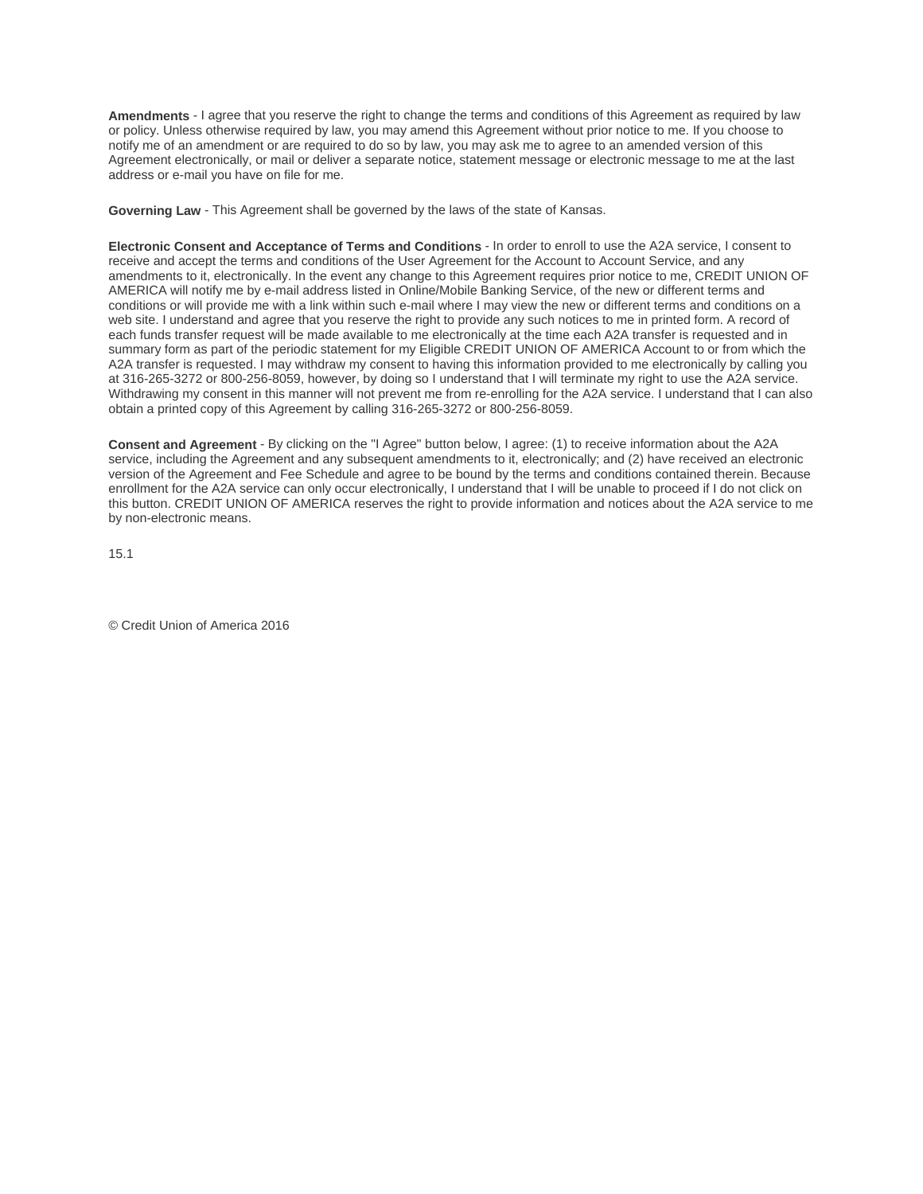**Amendments** - I agree that you reserve the right to change the terms and conditions of this Agreement as required by law or policy. Unless otherwise required by law, you may amend this Agreement without prior notice to me. If you choose to notify me of an amendment or are required to do so by law, you may ask me to agree to an amended version of this Agreement electronically, or mail or deliver a separate notice, statement message or electronic message to me at the last address or e-mail you have on file for me.

**Governing Law** - This Agreement shall be governed by the laws of the state of Kansas.

**Electronic Consent and Acceptance of Terms and Conditions** - In order to enroll to use the A2A service, I consent to receive and accept the terms and conditions of the User Agreement for the Account to Account Service, and any amendments to it, electronically. In the event any change to this Agreement requires prior notice to me, CREDIT UNION OF AMERICA will notify me by e-mail address listed in Online/Mobile Banking Service, of the new or different terms and conditions or will provide me with a link within such e-mail where I may view the new or different terms and conditions on a web site. I understand and agree that you reserve the right to provide any such notices to me in printed form. A record of each funds transfer request will be made available to me electronically at the time each A2A transfer is requested and in summary form as part of the periodic statement for my Eligible CREDIT UNION OF AMERICA Account to or from which the A2A transfer is requested. I may withdraw my consent to having this information provided to me electronically by calling you at 316-265-3272 or 800-256-8059, however, by doing so I understand that I will terminate my right to use the A2A service. Withdrawing my consent in this manner will not prevent me from re-enrolling for the A2A service. I understand that I can also obtain a printed copy of this Agreement by calling 316-265-3272 or 800-256-8059.

**Consent and Agreement** - By clicking on the "I Agree" button below, I agree: (1) to receive information about the A2A service, including the Agreement and any subsequent amendments to it, electronically; and (2) have received an electronic version of the Agreement and Fee Schedule and agree to be bound by the terms and conditions contained therein. Because enrollment for the A2A service can only occur electronically, I understand that I will be unable to proceed if I do not click on this button. CREDIT UNION OF AMERICA reserves the right to provide information and notices about the A2A service to me by non-electronic means.

15.1

© Credit Union of America 2016